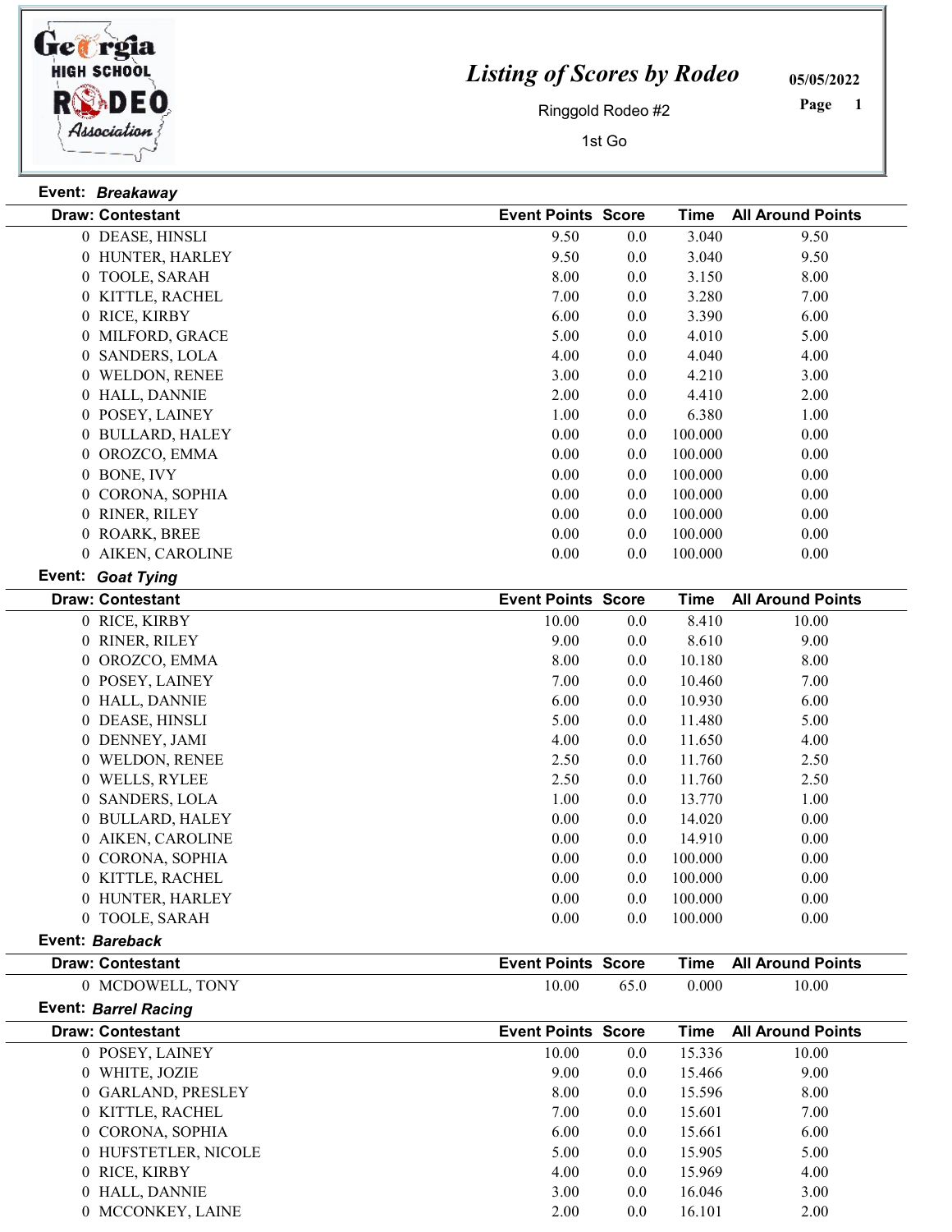# Listing of Scores by Rodeo

Ringgold Rodeo #2

1st Go

05/05/2022

**Event:** ***Breakaway***

| Draw: Contestant | Event Points | Score | Time | All Around Points |
|---|---|---|---|---|
| 0 DEASE, HINSLI | 9.50 | 0.0 | 3.040 | 9.50 |
| 0 HUNTER, HARLEY | 9.50 | 0.0 | 3.040 | 9.50 |
| 0 TOOLE, SARAH | 8.00 | 0.0 | 3.150 | 8.00 |
| 0 KITTLE, RACHEL | 7.00 | 0.0 | 3.280 | 7.00 |
| 0 RICE, KIRBY | 6.00 | 0.0 | 3.390 | 6.00 |
| 0 MILFORD, GRACE | 5.00 | 0.0 | 4.010 | 5.00 |
| 0 SANDERS, LOLA | 4.00 | 0.0 | 4.040 | 4.00 |
| 0 WELDON, RENEE | 3.00 | 0.0 | 4.210 | 3.00 |
| 0 HALL, DANNIE | 2.00 | 0.0 | 4.410 | 2.00 |
| 0 POSEY, LAINEY | 1.00 | 0.0 | 6.380 | 1.00 |
| 0 BULLARD, HALEY | 0.00 | 0.0 | 100.000 | 0.00 |
| 0 OROZCO, EMMA | 0.00 | 0.0 | 100.000 | 0.00 |
| 0 BONE, IVY | 0.00 | 0.0 | 100.000 | 0.00 |
| 0 CORONA, SOPHIA | 0.00 | 0.0 | 100.000 | 0.00 |
| 0 RINER, RILEY | 0.00 | 0.0 | 100.000 | 0.00 |
| 0 ROARK, BREE | 0.00 | 0.0 | 100.000 | 0.00 |
| 0 AIKEN, CAROLINE | 0.00 | 0.0 | 100.000 | 0.00 |

**Event:** ***Goat Tying***

| Draw: Contestant | Event Points | Score | Time | All Around Points |
|---|---|---|---|---|
| 0 RICE, KIRBY | 10.00 | 0.0 | 8.410 | 10.00 |
| 0 RINER, RILEY | 9.00 | 0.0 | 8.610 | 9.00 |
| 0 OROZCO, EMMA | 8.00 | 0.0 | 10.180 | 8.00 |
| 0 POSEY, LAINEY | 7.00 | 0.0 | 10.460 | 7.00 |
| 0 HALL, DANNIE | 6.00 | 0.0 | 10.930 | 6.00 |
| 0 DEASE, HINSLI | 5.00 | 0.0 | 11.480 | 5.00 |
| 0 DENNEY, JAMI | 4.00 | 0.0 | 11.650 | 4.00 |
| 0 WELDON, RENEE | 2.50 | 0.0 | 11.760 | 2.50 |
| 0 WELLS, RYLEE | 2.50 | 0.0 | 11.760 | 2.50 |
| 0 SANDERS, LOLA | 1.00 | 0.0 | 13.770 | 1.00 |
| 0 BULLARD, HALEY | 0.00 | 0.0 | 14.020 | 0.00 |
| 0 AIKEN, CAROLINE | 0.00 | 0.0 | 14.910 | 0.00 |
| 0 CORONA, SOPHIA | 0.00 | 0.0 | 100.000 | 0.00 |
| 0 KITTLE, RACHEL | 0.00 | 0.0 | 100.000 | 0.00 |
| 0 HUNTER, HARLEY | 0.00 | 0.0 | 100.000 | 0.00 |
| 0 TOOLE, SARAH | 0.00 | 0.0 | 100.000 | 0.00 |

**Event:** ***Bareback***

| Draw: Contestant | Event Points | Score | Time | All Around Points |
|---|---|---|---|---|
| 0 MCDOWELL, TONY | 10.00 | 65.0 | 0.000 | 10.00 |

**Event:** ***Barrel Racing***

| Draw: Contestant | Event Points | Score | Time | All Around Points |
|---|---|---|---|---|
| 0 POSEY, LAINEY | 10.00 | 0.0 | 15.336 | 10.00 |
| 0 WHITE, JOZIE | 9.00 | 0.0 | 15.466 | 9.00 |
| 0 GARLAND, PRESLEY | 8.00 | 0.0 | 15.596 | 8.00 |
| 0 KITTLE, RACHEL | 7.00 | 0.0 | 15.601 | 7.00 |
| 0 CORONA, SOPHIA | 6.00 | 0.0 | 15.661 | 6.00 |
| 0 HUFSTETLER, NICOLE | 5.00 | 0.0 | 15.905 | 5.00 |
| 0 RICE, KIRBY | 4.00 | 0.0 | 15.969 | 4.00 |
| 0 HALL, DANNIE | 3.00 | 0.0 | 16.046 | 3.00 |
| 0 MCCONKEY, LAINE | 2.00 | 0.0 | 16.101 | 2.00 |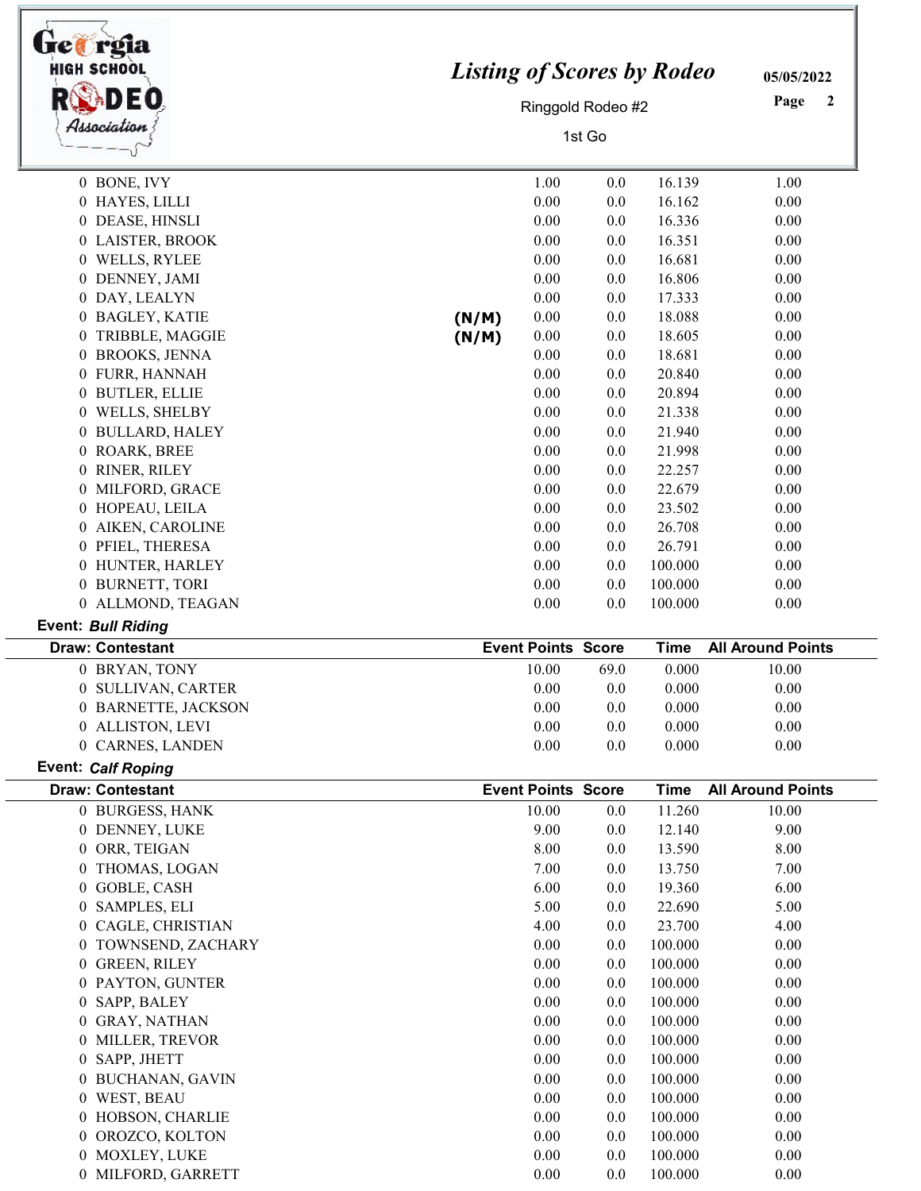| Draw: Contestant | | Event Points | Score | Time | All Around Points |
|---|---|---|---|---|---|
| 0 BONE, IVY | | 1.00 | 0.0 | 16.139 | 1.00 |
| 0 HAYES, LILLI | | 0.00 | 0.0 | 16.162 | 0.00 |
| 0 DEASE, HINSLI | | 0.00 | 0.0 | 16.336 | 0.00 |
| 0 LAISTER, BROOK | | 0.00 | 0.0 | 16.351 | 0.00 |
| 0 WELLS, RYLEE | | 0.00 | 0.0 | 16.681 | 0.00 |
| 0 DENNEY, JAMI | | 0.00 | 0.0 | 16.806 | 0.00 |
| 0 DAY, LEALYN | | 0.00 | 0.0 | 17.333 | 0.00 |
| 0 BAGLEY, KATIE | (N/M) | 0.00 | 0.0 | 18.088 | 0.00 |
| 0 TRIBBLE, MAGGIE | (N/M) | 0.00 | 0.0 | 18.605 | 0.00 |
| 0 BROOKS, JENNA | | 0.00 | 0.0 | 18.681 | 0.00 |
| 0 FURR, HANNAH | | 0.00 | 0.0 | 20.840 | 0.00 |
| 0 BUTLER, ELLIE | | 0.00 | 0.0 | 20.894 | 0.00 |
| 0 WELLS, SHELBY | | 0.00 | 0.0 | 21.338 | 0.00 |
| 0 BULLARD, HALEY | | 0.00 | 0.0 | 21.940 | 0.00 |
| 0 ROARK, BREE | | 0.00 | 0.0 | 21.998 | 0.00 |
| 0 RINER, RILEY | | 0.00 | 0.0 | 22.257 | 0.00 |
| 0 MILFORD, GRACE | | 0.00 | 0.0 | 22.679 | 0.00 |
| 0 HOPEAU, LEILA | | 0.00 | 0.0 | 23.502 | 0.00 |
| 0 AIKEN, CAROLINE | | 0.00 | 0.0 | 26.708 | 0.00 |
| 0 PFIEL, THERESA | | 0.00 | 0.0 | 26.791 | 0.00 |
| 0 HUNTER, HARLEY | | 0.00 | 0.0 | 100.000 | 0.00 |
| 0 BURNETT, TORI | | 0.00 | 0.0 | 100.000 | 0.00 |
| 0 ALLMOND, TEAGAN | | 0.00 | 0.0 | 100.000 | 0.00 |

**Event:** ***Bull Riding***

| Draw: Contestant | Event Points | Score | Time | All Around Points |
|---|---|---|---|---|
| 0 BRYAN, TONY | 10.00 | 69.0 | 0.000 | 10.00 |
| 0 SULLIVAN, CARTER | 0.00 | 0.0 | 0.000 | 0.00 |
| 0 BARNETTE, JACKSON | 0.00 | 0.0 | 0.000 | 0.00 |
| 0 ALLISTON, LEVI | 0.00 | 0.0 | 0.000 | 0.00 |
| 0 CARNES, LANDEN | 0.00 | 0.0 | 0.000 | 0.00 |

**Event:** ***Calf Roping***

| Draw: Contestant | Event Points | Score | Time | All Around Points |
|---|---|---|---|---|
| 0 BURGESS, HANK | 10.00 | 0.0 | 11.260 | 10.00 |
| 0 DENNEY, LUKE | 9.00 | 0.0 | 12.140 | 9.00 |
| 0 ORR, TEIGAN | 8.00 | 0.0 | 13.590 | 8.00 |
| 0 THOMAS, LOGAN | 7.00 | 0.0 | 13.750 | 7.00 |
| 0 GOBLE, CASH | 6.00 | 0.0 | 19.360 | 6.00 |
| 0 SAMPLES, ELI | 5.00 | 0.0 | 22.690 | 5.00 |
| 0 CAGLE, CHRISTIAN | 4.00 | 0.0 | 23.700 | 4.00 |
| 0 TOWNSEND, ZACHARY | 0.00 | 0.0 | 100.000 | 0.00 |
| 0 GREEN, RILEY | 0.00 | 0.0 | 100.000 | 0.00 |
| 0 PAYTON, GUNTER | 0.00 | 0.0 | 100.000 | 0.00 |
| 0 SAPP, BALEY | 0.00 | 0.0 | 100.000 | 0.00 |
| 0 GRAY, NATHAN | 0.00 | 0.0 | 100.000 | 0.00 |
| 0 MILLER, TREVOR | 0.00 | 0.0 | 100.000 | 0.00 |
| 0 SAPP, JHETT | 0.00 | 0.0 | 100.000 | 0.00 |
| 0 BUCHANAN, GAVIN | 0.00 | 0.0 | 100.000 | 0.00 |
| 0 WEST, BEAU | 0.00 | 0.0 | 100.000 | 0.00 |
| 0 HOBSON, CHARLIE | 0.00 | 0.0 | 100.000 | 0.00 |
| 0 OROZCO, KOLTON | 0.00 | 0.0 | 100.000 | 0.00 |
| 0 MOXLEY, LUKE | 0.00 | 0.0 | 100.000 | 0.00 |
| 0 MILFORD, GARRETT | 0.00 | 0.0 | 100.000 | 0.00 |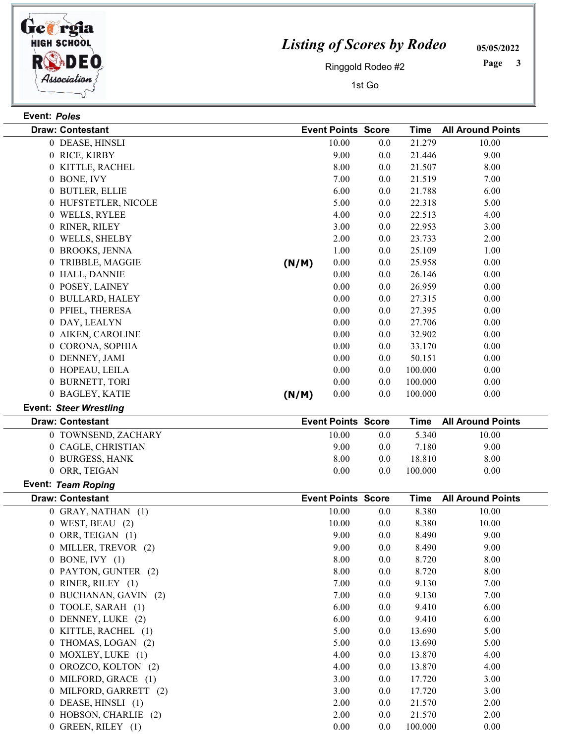# Listing of Scores by Rodeo

Ringgold Rodeo #2

1st Go

05/05/2022

**Event:** ***Poles***

| Draw: Contestant | | Event Points | Score | Time | All Around Points |
|---|---|---|---|---|---|
| 0 DEASE, HINSLI | | 10.00 | 0.0 | 21.279 | 10.00 |
| 0 RICE, KIRBY | | 9.00 | 0.0 | 21.446 | 9.00 |
| 0 KITTLE, RACHEL | | 8.00 | 0.0 | 21.507 | 8.00 |
| 0 BONE, IVY | | 7.00 | 0.0 | 21.519 | 7.00 |
| 0 BUTLER, ELLIE | | 6.00 | 0.0 | 21.788 | 6.00 |
| 0 HUFSTETLER, NICOLE | | 5.00 | 0.0 | 22.318 | 5.00 |
| 0 WELLS, RYLEE | | 4.00 | 0.0 | 22.513 | 4.00 |
| 0 RINER, RILEY | | 3.00 | 0.0 | 22.953 | 3.00 |
| 0 WELLS, SHELBY | | 2.00 | 0.0 | 23.733 | 2.00 |
| 0 BROOKS, JENNA | | 1.00 | 0.0 | 25.109 | 1.00 |
| 0 TRIBBLE, MAGGIE | (N/M) | 0.00 | 0.0 | 25.958 | 0.00 |
| 0 HALL, DANNIE | | 0.00 | 0.0 | 26.146 | 0.00 |
| 0 POSEY, LAINEY | | 0.00 | 0.0 | 26.959 | 0.00 |
| 0 BULLARD, HALEY | | 0.00 | 0.0 | 27.315 | 0.00 |
| 0 PFIEL, THERESA | | 0.00 | 0.0 | 27.395 | 0.00 |
| 0 DAY, LEALYN | | 0.00 | 0.0 | 27.706 | 0.00 |
| 0 AIKEN, CAROLINE | | 0.00 | 0.0 | 32.902 | 0.00 |
| 0 CORONA, SOPHIA | | 0.00 | 0.0 | 33.170 | 0.00 |
| 0 DENNEY, JAMI | | 0.00 | 0.0 | 50.151 | 0.00 |
| 0 HOPEAU, LEILA | | 0.00 | 0.0 | 100.000 | 0.00 |
| 0 BURNETT, TORI | | 0.00 | 0.0 | 100.000 | 0.00 |
| 0 BAGLEY, KATIE | (N/M) | 0.00 | 0.0 | 100.000 | 0.00 |

**Event:** ***Steer Wrestling***

| Draw: Contestant | Event Points | Score | Time | All Around Points |
|---|---|---|---|---|
| 0 TOWNSEND, ZACHARY | 10.00 | 0.0 | 5.340 | 10.00 |
| 0 CAGLE, CHRISTIAN | 9.00 | 0.0 | 7.180 | 9.00 |
| 0 BURGESS, HANK | 8.00 | 0.0 | 18.810 | 8.00 |
| 0 ORR, TEIGAN | 0.00 | 0.0 | 100.000 | 0.00 |

**Event:** ***Team Roping***

| Draw: Contestant | Event Points | Score | Time | All Around Points |
|---|---|---|---|---|
| 0 GRAY, NATHAN (1) | 10.00 | 0.0 | 8.380 | 10.00 |
| 0 WEST, BEAU (2) | 10.00 | 0.0 | 8.380 | 10.00 |
| 0 ORR, TEIGAN (1) | 9.00 | 0.0 | 8.490 | 9.00 |
| 0 MILLER, TREVOR (2) | 9.00 | 0.0 | 8.490 | 9.00 |
| 0 BONE, IVY (1) | 8.00 | 0.0 | 8.720 | 8.00 |
| 0 PAYTON, GUNTER (2) | 8.00 | 0.0 | 8.720 | 8.00 |
| 0 RINER, RILEY (1) | 7.00 | 0.0 | 9.130 | 7.00 |
| 0 BUCHANAN, GAVIN (2) | 7.00 | 0.0 | 9.130 | 7.00 |
| 0 TOOLE, SARAH (1) | 6.00 | 0.0 | 9.410 | 6.00 |
| 0 DENNEY, LUKE (2) | 6.00 | 0.0 | 9.410 | 6.00 |
| 0 KITTLE, RACHEL (1) | 5.00 | 0.0 | 13.690 | 5.00 |
| 0 THOMAS, LOGAN (2) | 5.00 | 0.0 | 13.690 | 5.00 |
| 0 MOXLEY, LUKE (1) | 4.00 | 0.0 | 13.870 | 4.00 |
| 0 OROZCO, KOLTON (2) | 4.00 | 0.0 | 13.870 | 4.00 |
| 0 MILFORD, GRACE (1) | 3.00 | 0.0 | 17.720 | 3.00 |
| 0 MILFORD, GARRETT (2) | 3.00 | 0.0 | 17.720 | 3.00 |
| 0 DEASE, HINSLI (1) | 2.00 | 0.0 | 21.570 | 2.00 |
| 0 HOBSON, CHARLIE (2) | 2.00 | 0.0 | 21.570 | 2.00 |
| 0 GREEN, RILEY (1) | 0.00 | 0.0 | 100.000 | 0.00 |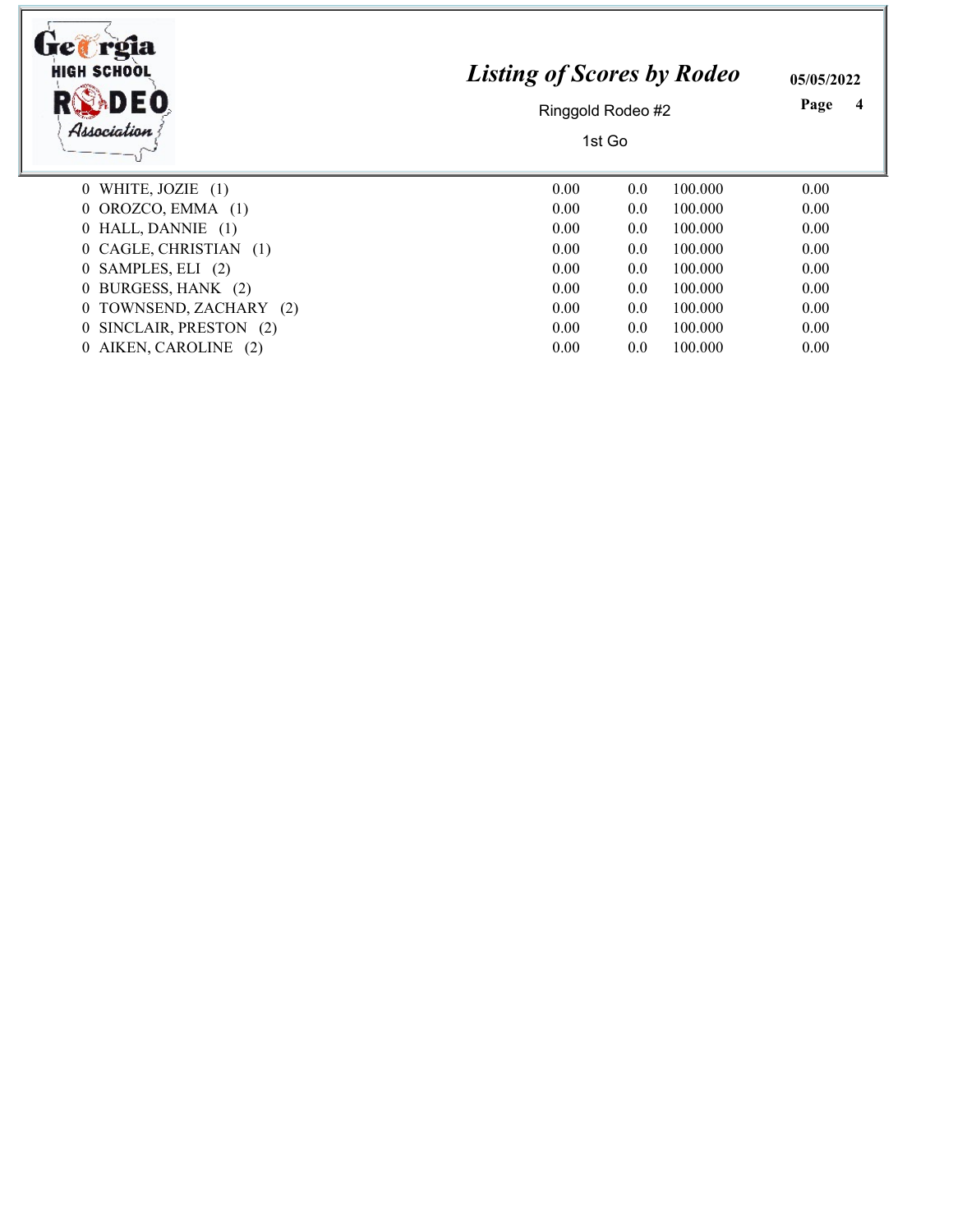# Listing of Scores by Rodeo

Ringgold Rodeo #2

1st Go

05/05/2022

| | | | | |
|---|---|---|---|---|
| 0 WHITE, JOZIE (1) | 0.00 | 0.0 | 100.000 | 0.00 |
| 0 OROZCO, EMMA (1) | 0.00 | 0.0 | 100.000 | 0.00 |
| 0 HALL, DANNIE (1) | 0.00 | 0.0 | 100.000 | 0.00 |
| 0 CAGLE, CHRISTIAN (1) | 0.00 | 0.0 | 100.000 | 0.00 |
| 0 SAMPLES, ELI (2) | 0.00 | 0.0 | 100.000 | 0.00 |
| 0 BURGESS, HANK (2) | 0.00 | 0.0 | 100.000 | 0.00 |
| 0 TOWNSEND, ZACHARY (2) | 0.00 | 0.0 | 100.000 | 0.00 |
| 0 SINCLAIR, PRESTON (2) | 0.00 | 0.0 | 100.000 | 0.00 |
| 0 AIKEN, CAROLINE (2) | 0.00 | 0.0 | 100.000 | 0.00 |